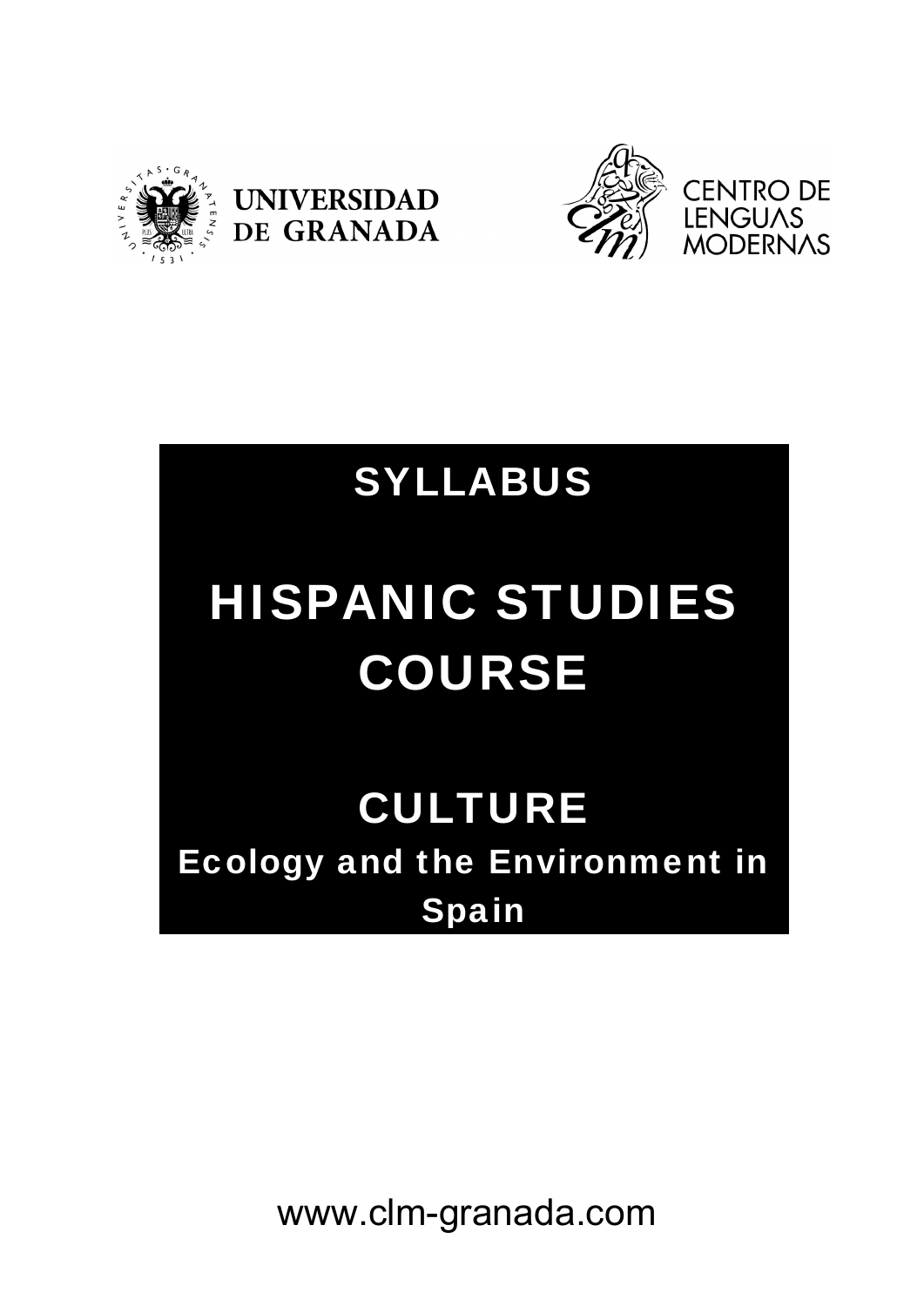UNIVERSIDAD DE GRANADA

CENTRO DE LENGUAS MODERNAS

# SYLLABUS

# HISPANIC STUDIES COURSE

## CULTURE

### Ecology and the Environment in Spain

www.clm-granada.com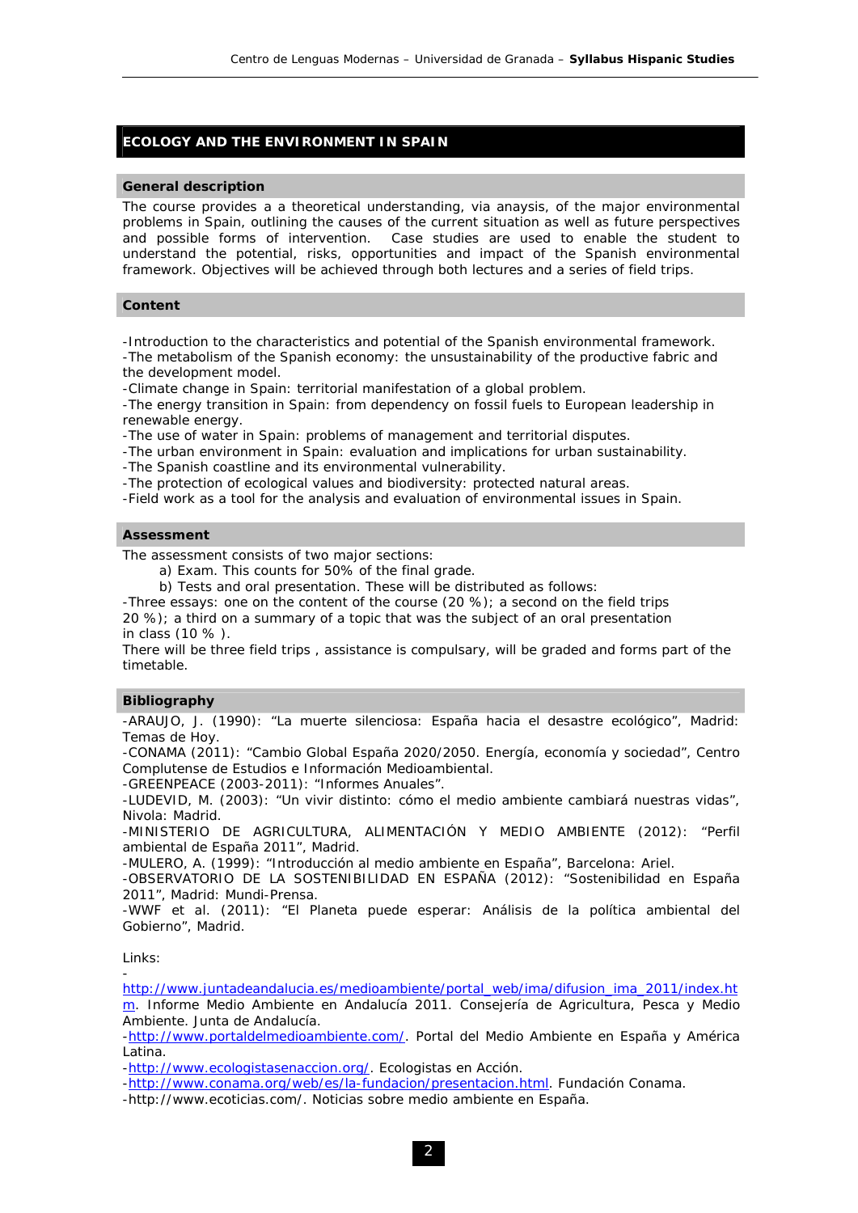## ECOLOGY AND THE ENVIRONMENT IN SPAIN

### General description

The course provides a a theoretical understanding, via anaysis, of the major environmental problems in Spain, outlining the causes of the current situation as well as future perspectives and possible forms of intervention. Case studies are used to enable the student to understand the potential, risks, opportunities and impact of the Spanish environmental framework. Objectives will be achieved through both lectures and a series of field trips.

### Content

-Introduction to the characteristics and potential of the Spanish environmental framework.
-The metabolism of the Spanish economy: the unsustainability of the productive fabric and the development model.
-Climate change in Spain: territorial manifestation of a global problem.
-The energy transition in Spain: from dependency on fossil fuels to European leadership in renewable energy.
-The use of water in Spain: problems of management and territorial disputes.
-The urban environment in Spain: evaluation and implications for urban sustainability.
-The Spanish coastline and its environmental vulnerability.
-The protection of ecological values and biodiversity: protected natural areas.
-Field work as a tool for the analysis and evaluation of environmental issues in Spain.

### Assessment

The assessment consists of two major sections:

a) Exam. This counts for 50% of the final grade.

b) Tests and oral presentation. These will be distributed as follows:

-Three essays: one on the content of the course (20 %); a second on the field trips 20 %); a third on a summary of a topic that was the subject of an oral presentation in class (10 % ).

There will be three field trips , assistance is compulsary, will be graded and forms part of the timetable.

### Bibliography

-ARAUJO, J. (1990): "La muerte silenciosa: España hacia el desastre ecológico", Madrid: Temas de Hoy.
-CONAMA (2011): "Cambio Global España 2020/2050. Energía, economía y sociedad", Centro Complutense de Estudios e Información Medioambiental.
-GREENPEACE (2003-2011): "Informes Anuales".
-LUDEVID, M. (2003): "Un vivir distinto: cómo el medio ambiente cambiará nuestras vidas", Nivola: Madrid.
-MINISTERIO DE AGRICULTURA, ALIMENTACIÓN Y MEDIO AMBIENTE (2012): "Perfil ambiental de España 2011", Madrid.
-MULERO, A. (1999): "Introducción al medio ambiente en España", Barcelona: Ariel.
-OBSERVATORIO DE LA SOSTENIBILIDAD EN ESPAÑA (2012): "Sostenibilidad en España 2011", Madrid: Mundi-Prensa.
-WWF et al. (2011): "El Planeta puede esperar: Análisis de la política ambiental del Gobierno", Madrid.

Links:

-http://www.juntadeandalucia.es/medioambiente/portal_web/ima/difusion_ima_2011/index.htm. Informe Medio Ambiente en Andalucía 2011. Consejería de Agricultura, Pesca y Medio Ambiente. Junta de Andalucía.
-http://www.portaldelmedioambiente.com/. Portal del Medio Ambiente en España y América Latina.
-http://www.ecologistasenaccion.org/. Ecologistas en Acción.
-http://www.conama.org/web/es/la-fundacion/presentacion.html. Fundación Conama.
-http://www.ecoticias.com/. Noticias sobre medio ambiente en España.